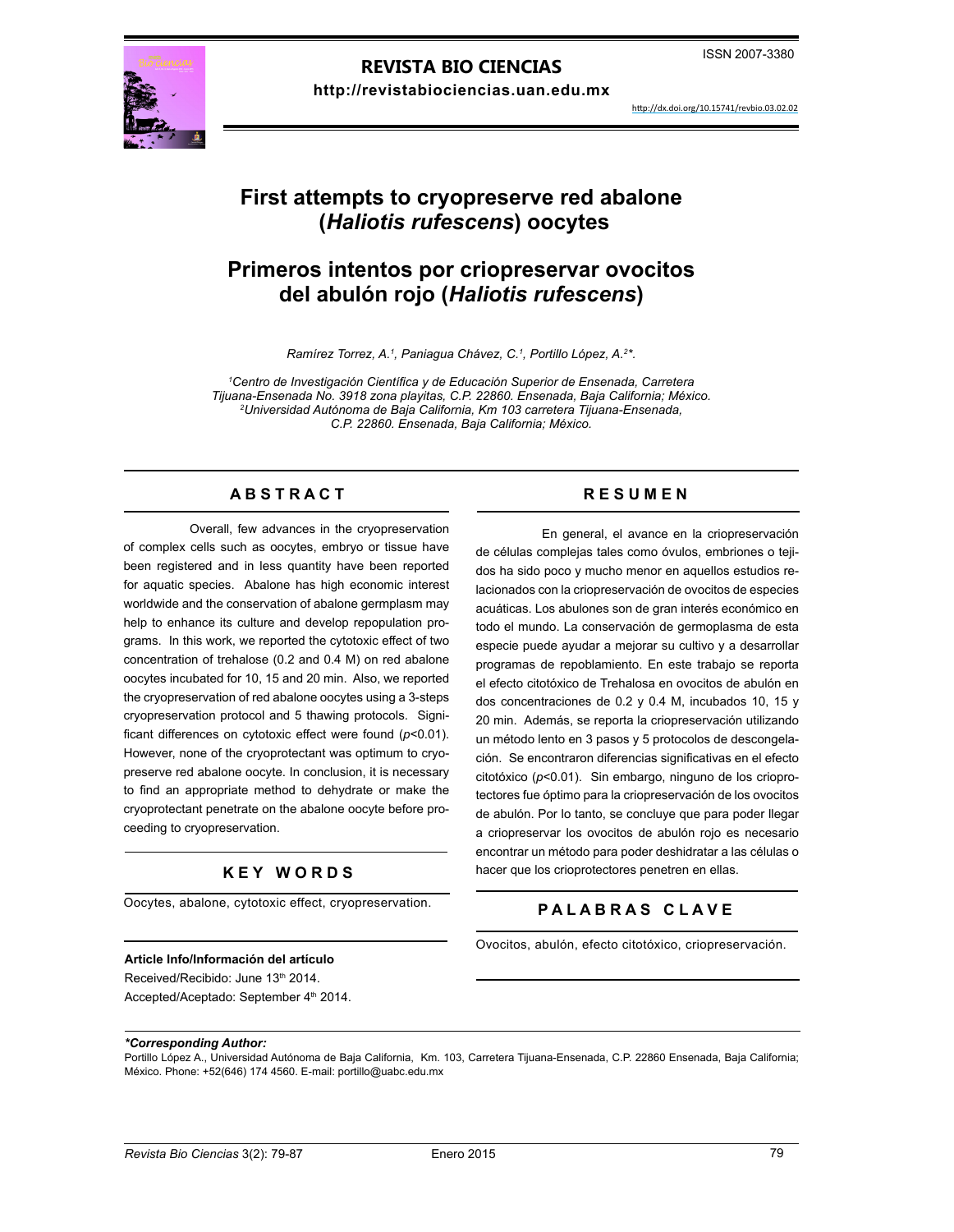ISSN 2007-3380

**REVISTA BIO CIENCIAS**

**http://revistabiociencias.uan.edu.mx**

http://dx.doi.org/10.15741/revbio.03.02.02

# First attempts to cryopreserve red abalone (*Haliotis rufescens*) oocytes

# Primeros intentos por criopreservar ovocitos del abulón rojo (*Haliotis rufescens*)

*Ramírez Torrez, A.[1], Paniagua Chávez, C.[1], Portillo López, A.[2]\*.*

*[1]Centro de Investigación Científica y de Educación Superior de Ensenada, Carretera Tijuana-Ensenada No. 3918 zona playitas, C.P. 22860. Ensenada, Baja California; México.*
*[2]Universidad Autónoma de Baja California, Km 103 carretera Tijuana-Ensenada, C.P. 22860. Ensenada, Baja California; México.*

## ABSTRACT

Overall, few advances in the cryopreservation of complex cells such as oocytes, embryo or tissue have been registered and in less quantity have been reported for aquatic species. Abalone has high economic interest worldwide and the conservation of abalone germplasm may help to enhance its culture and develop repopulation programs. In this work, we reported the cytotoxic effect of two concentration of trehalose (0.2 and 0.4 M) on red abalone oocytes incubated for 10, 15 and 20 min. Also, we reported the cryopreservation of red abalone oocytes using a 3-steps cryopreservation protocol and 5 thawing protocols. Significant differences on cytotoxic effect were found ($p$<0.01). However, none of the cryoprotectant was optimum to cryopreserve red abalone oocyte. In conclusion, it is necessary to find an appropriate method to dehydrate or make the cryoprotectant penetrate on the abalone oocyte before proceeding to cryopreservation.

## KEY WORDS

Oocytes, abalone, cytotoxic effect, cryopreservation.

**Article Info/Información del artículo**
Received/Recibido: June 13th 2014.
Accepted/Aceptado: September 4th 2014.

## RESUMEN

En general, el avance en la criopreservación de células complejas tales como óvulos, embriones o tejidos ha sido poco y mucho menor en aquellos estudios relacionados con la criopreservación de ovocitos de especies acuáticas. Los abulones son de gran interés económico en todo el mundo. La conservación de germoplasma de esta especie puede ayudar a mejorar su cultivo y a desarrollar programas de repoblamiento. En este trabajo se reporta el efecto citotóxico de Trehalosa en ovocitos de abulón en dos concentraciones de 0.2 y 0.4 M, incubados 10, 15 y 20 min. Además, se reporta la criopreservación utilizando un método lento en 3 pasos y 5 protocolos de descongelación. Se encontraron diferencias significativas en el efecto citotóxico ($p$<0.01). Sin embargo, ninguno de los crioprotectores fue óptimo para la criopreservación de los ovocitos de abulón. Por lo tanto, se concluye que para poder llegar a criopreservar los ovocitos de abulón rojo es necesario encontrar un método para poder deshidratar a las células o hacer que los crioprotectores penetren en ellas.

## PALABRAS CLAVE

Ovocitos, abulón, efecto citotóxico, criopreservación.

***Corresponding Author:**
Portillo López A., Universidad Autónoma de Baja California, Km. 103, Carretera Tijuana-Ensenada, C.P. 22860 Ensenada, Baja California; México. Phone: +52(646) 174 4560. E-mail: portillo@uabc.edu.mx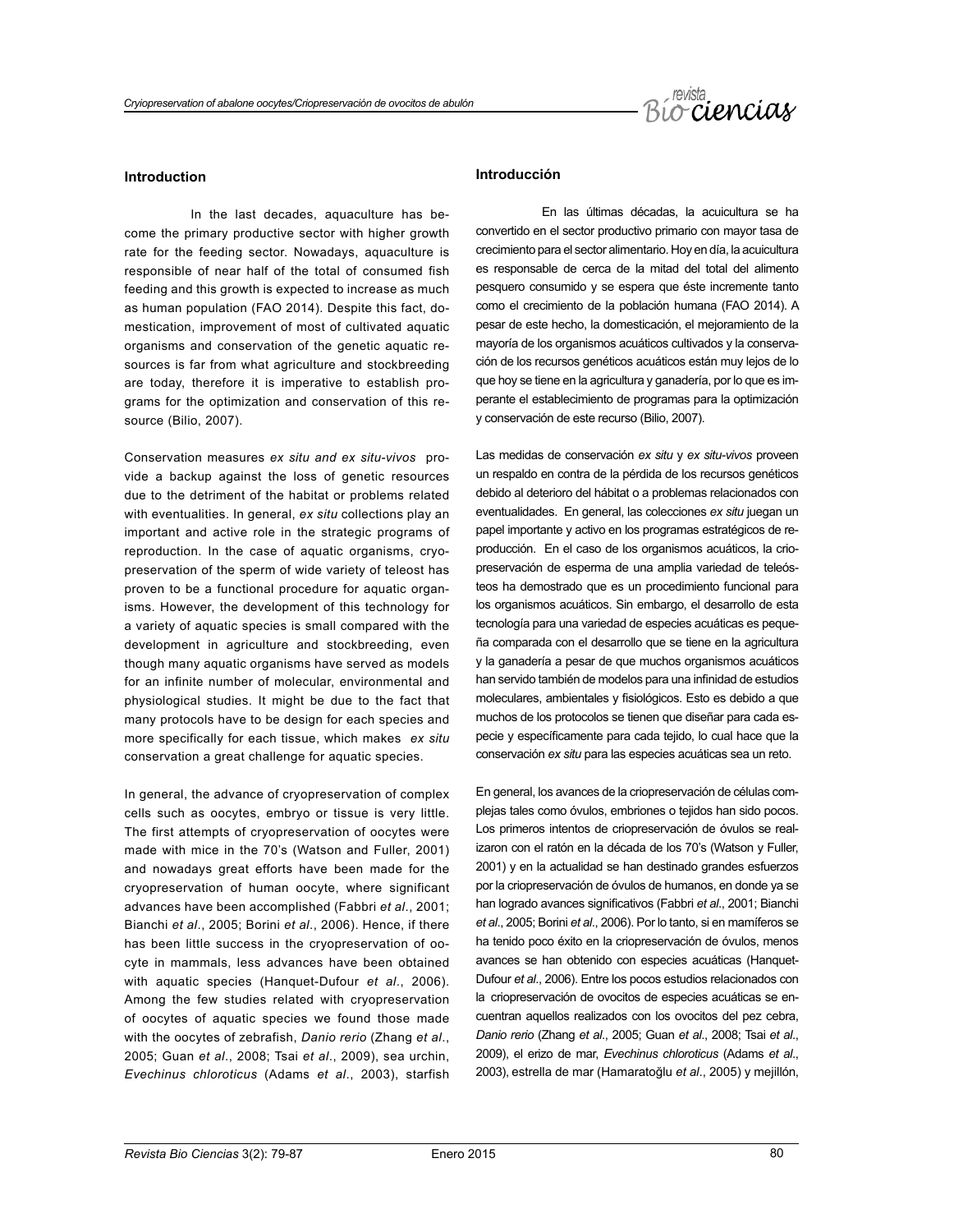## Introduction

In the last decades, aquaculture has become the primary productive sector with higher growth rate for the feeding sector. Nowadays, aquaculture is responsible of near half of the total of consumed fish feeding and this growth is expected to increase as much as human population (FAO 2014). Despite this fact, domestication, improvement of most of cultivated aquatic organisms and conservation of the genetic aquatic resources is far from what agriculture and stockbreeding are today, therefore it is imperative to establish programs for the optimization and conservation of this resource (Bilio, 2007).

Conservation measures *ex situ and ex situ-vivos* provide a backup against the loss of genetic resources due to the detriment of the habitat or problems related with eventualities. In general, *ex situ* collections play an important and active role in the strategic programs of reproduction. In the case of aquatic organisms, cryopreservation of the sperm of wide variety of teleost has proven to be a functional procedure for aquatic organisms. However, the development of this technology for a variety of aquatic species is small compared with the development in agriculture and stockbreeding, even though many aquatic organisms have served as models for an infinite number of molecular, environmental and physiological studies. It might be due to the fact that many protocols have to be design for each species and more specifically for each tissue, which makes *ex situ* conservation a great challenge for aquatic species.

In general, the advance of cryopreservation of complex cells such as oocytes, embryo or tissue is very little. The first attempts of cryopreservation of oocytes were made with mice in the 70's (Watson and Fuller, 2001) and nowadays great efforts have been made for the cryopreservation of human oocyte, where significant advances have been accomplished (Fabbri *et al*., 2001; Bianchi *et al*., 2005; Borini *et al*., 2006). Hence, if there has been little success in the cryopreservation of oocyte in mammals, less advances have been obtained with aquatic species (Hanquet-Dufour *et al*., 2006). Among the few studies related with cryopreservation of oocytes of aquatic species we found those made with the oocytes of zebrafish, *Danio rerio* (Zhang *et al*., 2005; Guan *et al*., 2008; Tsai *et al*., 2009), sea urchin, *Evechinus chloroticus* (Adams *et al*., 2003), starfish

## Introducción

En las últimas décadas, la acuicultura se ha convertido en el sector productivo primario con mayor tasa de crecimiento para el sector alimentario. Hoy en día, la acuicultura es responsable de cerca de la mitad del total del alimento pesquero consumido y se espera que éste incremente tanto como el crecimiento de la población humana (FAO 2014). A pesar de este hecho, la domesticación, el mejoramiento de la mayoría de los organismos acuáticos cultivados y la conservación de los recursos genéticos acuáticos están muy lejos de lo que hoy se tiene en la agricultura y ganadería, por lo que es imperante el establecimiento de programas para la optimización y conservación de este recurso (Bilio, 2007).

Las medidas de conservación *ex situ* y *ex situ-vivos* proveen un respaldo en contra de la pérdida de los recursos genéticos debido al deterioro del hábitat o a problemas relacionados con eventualidades. En general, las colecciones *ex situ* juegan un papel importante y activo en los programas estratégicos de reproducción. En el caso de los organismos acuáticos, la criopreservación de esperma de una amplia variedad de teleósteos ha demostrado que es un procedimiento funcional para los organismos acuáticos. Sin embargo, el desarrollo de esta tecnología para una variedad de especies acuáticas es pequeña comparada con el desarrollo que se tiene en la agricultura y la ganadería a pesar de que muchos organismos acuáticos han servido también de modelos para una infinidad de estudios moleculares, ambientales y fisiológicos. Esto es debido a que muchos de los protocolos se tienen que diseñar para cada especie y específicamente para cada tejido, lo cual hace que la conservación *ex situ* para las especies acuáticas sea un reto.

En general, los avances de la criopreservación de células complejas tales como óvulos, embriones o tejidos han sido pocos. Los primeros intentos de criopreservación de óvulos se realizaron con el ratón en la década de los 70's (Watson y Fuller, 2001) y en la actualidad se han destinado grandes esfuerzos por la criopreservación de óvulos de humanos, en donde ya se han logrado avances significativos (Fabbri *et al*., 2001; Bianchi *et al*., 2005; Borini *et al*., 2006). Por lo tanto, si en mamíferos se ha tenido poco éxito en la criopreservación de óvulos, menos avances se han obtenido con especies acuáticas (Hanquet-Dufour *et al*., 2006). Entre los pocos estudios relacionados con la criopreservación de ovocitos de especies acuáticas se encuentran aquellos realizados con los ovocitos del pez cebra, *Danio rerio* (Zhang *et al*., 2005; Guan *et al*., 2008; Tsai *et al*., 2009), el erizo de mar, *Evechinus chloroticus* (Adams *et al*., 2003), estrella de mar (Hamaratoğlu *et al*., 2005) y mejillón,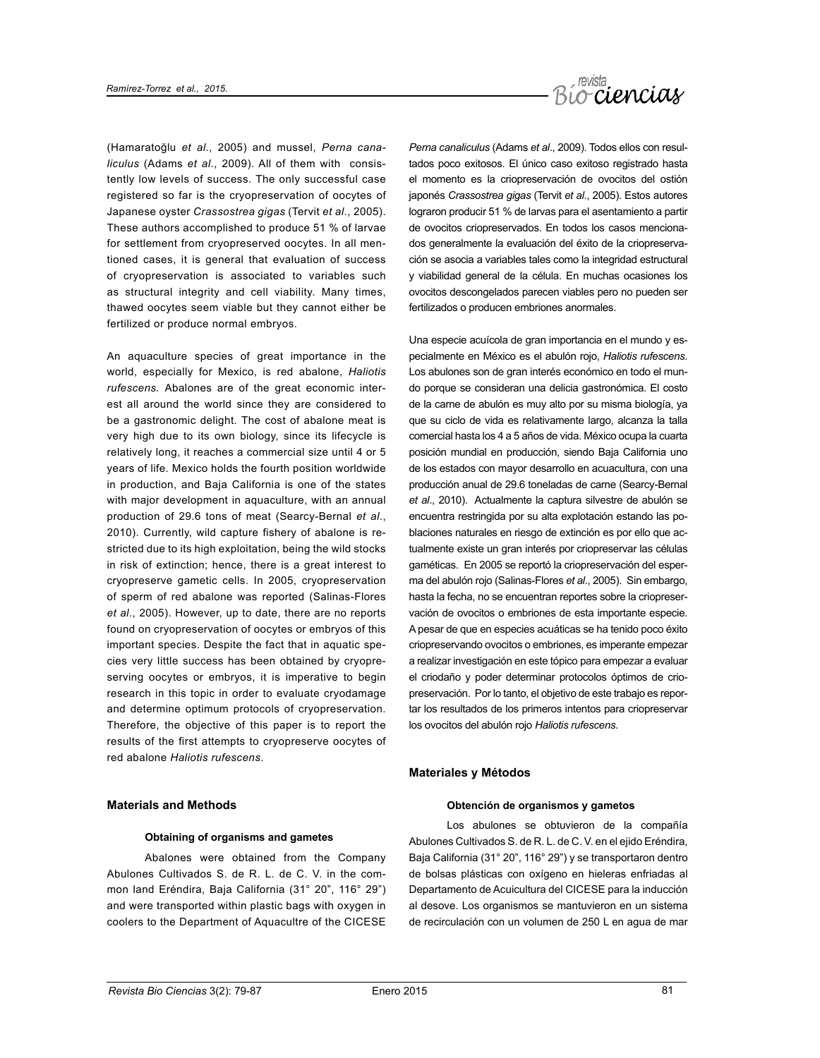(Hamaratoğlu *et al*., 2005) and mussel, *Perna canaliculus* (Adams *et al*., 2009). All of them with consistently low levels of success. The only successful case registered so far is the cryopreservation of oocytes of Japanese oyster *Crassostrea gigas* (Tervit *et al*., 2005). These authors accomplished to produce 51 % of larvae for settlement from cryopreserved oocytes. In all mentioned cases, it is general that evaluation of success of cryopreservation is associated to variables such as structural integrity and cell viability. Many times, thawed oocytes seem viable but they cannot either be fertilized or produce normal embryos.

An aquaculture species of great importance in the world, especially for Mexico, is red abalone, *Haliotis rufescens.* Abalones are of the great economic interest all around the world since they are considered to be a gastronomic delight. The cost of abalone meat is very high due to its own biology, since its lifecycle is relatively long, it reaches a commercial size until 4 or 5 years of life. Mexico holds the fourth position worldwide in production, and Baja California is one of the states with major development in aquaculture, with an annual production of 29.6 tons of meat (Searcy-Bernal *et al*., 2010). Currently, wild capture fishery of abalone is restricted due to its high exploitation, being the wild stocks in risk of extinction; hence, there is a great interest to cryopreserve gametic cells. In 2005, cryopreservation of sperm of red abalone was reported (Salinas-Flores *et al*., 2005). However, up to date, there are no reports found on cryopreservation of oocytes or embryos of this important species. Despite the fact that in aquatic species very little success has been obtained by cryopreserving oocytes or embryos, it is imperative to begin research in this topic in order to evaluate cryodamage and determine optimum protocols of cryopreservation. Therefore, the objective of this paper is to report the results of the first attempts to cryopreserve oocytes of red abalone *Haliotis rufescens*.

## Materials and Methods

### Obtaining of organisms and gametes

Abalones were obtained from the Company Abulones Cultivados S. de R. L. de C. V. in the common land Eréndira, Baja California (31° 20", 116° 29") and were transported within plastic bags with oxygen in coolers to the Department of Aquacultre of the CICESE

*Perna canaliculus* (Adams *et al*., 2009). Todos ellos con resultados poco exitosos. El único caso exitoso registrado hasta el momento es la criopreservación de ovocitos del ostión japonés *Crassostrea gigas* (Tervit *et al*., 2005). Estos autores lograron producir 51 % de larvas para el asentamiento a partir de ovocitos criopreservados. En todos los casos mencionados generalmente la evaluación del éxito de la criopreservación se asocia a variables tales como la integridad estructural y viabilidad general de la célula. En muchas ocasiones los ovocitos descongelados parecen viables pero no pueden ser fertilizados o producen embriones anormales.

Una especie acuícola de gran importancia en el mundo y especialmente en México es el abulón rojo, *Haliotis rufescens*. Los abulones son de gran interés económico en todo el mundo porque se consideran una delicia gastronómica. El costo de la carne de abulón es muy alto por su misma biología, ya que su ciclo de vida es relativamente largo, alcanza la talla comercial hasta los 4 a 5 años de vida. México ocupa la cuarta posición mundial en producción, siendo Baja California uno de los estados con mayor desarrollo en acuacultura, con una producción anual de 29.6 toneladas de carne (Searcy-Bernal *et al*., 2010). Actualmente la captura silvestre de abulón se encuentra restringida por su alta explotación estando las poblaciones naturales en riesgo de extinción es por ello que actualmente existe un gran interés por criopreservar las células gaméticas. En 2005 se reportó la criopreservación del esperma del abulón rojo (Salinas-Flores *et al*., 2005). Sin embargo, hasta la fecha, no se encuentran reportes sobre la criopreservación de ovocitos o embriones de esta importante especie. A pesar de que en especies acuáticas se ha tenido poco éxito criopreservando ovocitos o embriones, es imperante empezar a realizar investigación en este tópico para empezar a evaluar el criodaño y poder determinar protocolos óptimos de criopreservación. Por lo tanto, el objetivo de este trabajo es reportar los resultados de los primeros intentos para criopreservar los ovocitos del abulón rojo *Haliotis rufescens.*

## Materiales y Métodos

### Obtención de organismos y gametos

Los abulones se obtuvieron de la compañía Abulones Cultivados S. de R. L. de C. V. en el ejido Eréndira, Baja California (31° 20", 116° 29") y se transportaron dentro de bolsas plásticas con oxígeno en hieleras enfriadas al Departamento de Acuicultura del CICESE para la inducción al desove. Los organismos se mantuvieron en un sistema de recirculación con un volumen de 250 L en agua de mar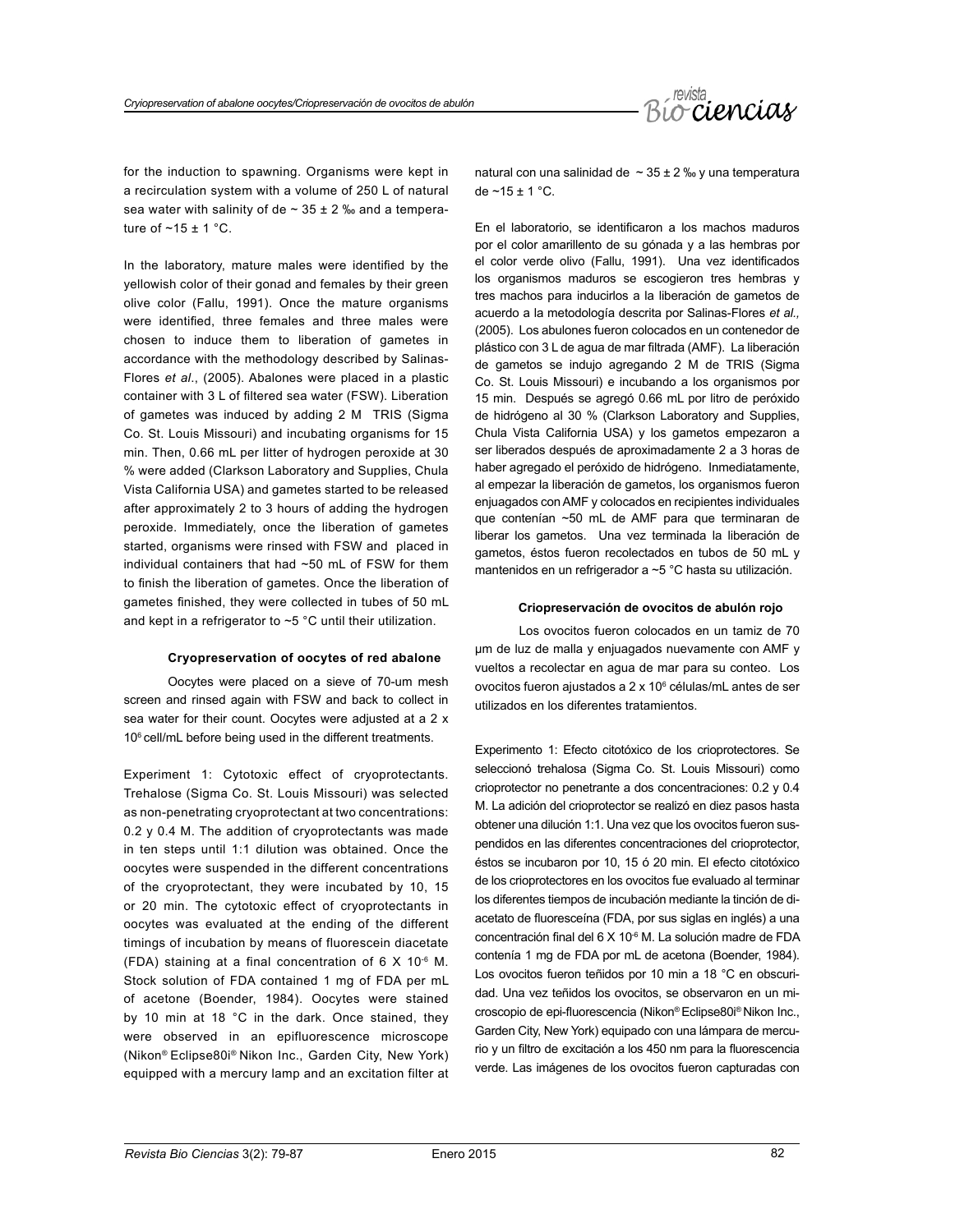for the induction to spawning. Organisms were kept in a recirculation system with a volume of 250 L of natural sea water with salinity of de ~ 35 ± 2 ‰ and a temperature of ~15 ± 1 °C.

In the laboratory, mature males were identified by the yellowish color of their gonad and females by their green olive color (Fallu, 1991). Once the mature organisms were identified, three females and three males were chosen to induce them to liberation of gametes in accordance with the methodology described by Salinas-Flores *et al*., (2005). Abalones were placed in a plastic container with 3 L of filtered sea water (FSW). Liberation of gametes was induced by adding 2 M TRIS (Sigma Co. St. Louis Missouri) and incubating organisms for 15 min. Then, 0.66 mL per litter of hydrogen peroxide at 30 % were added (Clarkson Laboratory and Supplies, Chula Vista California USA) and gametes started to be released after approximately 2 to 3 hours of adding the hydrogen peroxide. Immediately, once the liberation of gametes started, organisms were rinsed with FSW and placed in individual containers that had ~50 mL of FSW for them to finish the liberation of gametes. Once the liberation of gametes finished, they were collected in tubes of 50 mL and kept in a refrigerator to ~5 °C until their utilization.

#### Cryopreservation of oocytes of red abalone

Oocytes were placed on a sieve of 70-um mesh screen and rinsed again with FSW and back to collect in sea water for their count. Oocytes were adjusted at a 2 x $10^6$ cell/mL before being used in the different treatments.

Experiment 1: Cytotoxic effect of cryoprotectants. Trehalose (Sigma Co. St. Louis Missouri) was selected as non-penetrating cryoprotectant at two concentrations: 0.2 y 0.4 M. The addition of cryoprotectants was made in ten steps until 1:1 dilution was obtained. Once the oocytes were suspended in the different concentrations of the cryoprotectant, they were incubated by 10, 15 or 20 min. The cytotoxic effect of cryoprotectants in oocytes was evaluated at the ending of the different timings of incubation by means of fluorescein diacetate (FDA) staining at a final concentration of 6 X $10^{-6}$ M. Stock solution of FDA contained 1 mg of FDA per mL of acetone (Boender, 1984). Oocytes were stained by 10 min at 18 °C in the dark. Once stained, they were observed in an epifluorescence microscope (Nikon® Eclipse80i® Nikon Inc., Garden City, New York) equipped with a mercury lamp and an excitation filter at

natural con una salinidad de ~ 35 ± 2 ‰ y una temperatura de ~15 ± 1 °C.

En el laboratorio, se identificaron a los machos maduros por el color amarillento de su gónada y a las hembras por el color verde olivo (Fallu, 1991). Una vez identificados los organismos maduros se escogieron tres hembras y tres machos para inducirlos a la liberación de gametos de acuerdo a la metodología descrita por Salinas-Flores *et al.,* (2005). Los abulones fueron colocados en un contenedor de plástico con 3 L de agua de mar filtrada (AMF). La liberación de gametos se indujo agregando 2 M de TRIS (Sigma Co. St. Louis Missouri) e incubando a los organismos por 15 min. Después se agregó 0.66 mL por litro de peróxido de hidrógeno al 30 % (Clarkson Laboratory and Supplies, Chula Vista California USA) y los gametos empezaron a ser liberados después de aproximadamente 2 a 3 horas de haber agregado el peróxido de hidrógeno. Inmediatamente, al empezar la liberación de gametos, los organismos fueron enjuagados con AMF y colocados en recipientes individuales que contenían ~50 mL de AMF para que terminaran de liberar los gametos. Una vez terminada la liberación de gametos, éstos fueron recolectados en tubos de 50 mL y mantenidos en un refrigerador a ~5 °C hasta su utilización.

#### Criopreservación de ovocitos de abulón rojo

Los ovocitos fueron colocados en un tamiz de 70 µm de luz de malla y enjuagados nuevamente con AMF y vueltos a recolectar en agua de mar para su conteo. Los ovocitos fueron ajustados a 2 x $10^6$ células/mL antes de ser utilizados en los diferentes tratamientos.

Experimento 1: Efecto citotóxico de los crioprotectores. Se seleccionó trehalosa (Sigma Co. St. Louis Missouri) como crioprotector no penetrante a dos concentraciones: 0.2 y 0.4 M. La adición del crioprotector se realizó en diez pasos hasta obtener una dilución 1:1. Una vez que los ovocitos fueron suspendidos en las diferentes concentraciones del crioprotector, éstos se incubaron por 10, 15 ó 20 min. El efecto citotóxico de los crioprotectores en los ovocitos fue evaluado al terminar los diferentes tiempos de incubación mediante la tinción de diacetato de fluoresceína (FDA, por sus siglas en inglés) a una concentración final del 6 X $10^{-6}$ M. La solución madre de FDA contenía 1 mg de FDA por mL de acetona (Boender, 1984). Los ovocitos fueron teñidos por 10 min a 18 °C en obscuridad. Una vez teñidos los ovocitos, se observaron en un microscopio de epi-fluorescencia (Nikon® Eclipse80i® Nikon Inc., Garden City, New York) equipado con una lámpara de mercurio y un filtro de excitación a los 450 nm para la fluorescencia verde. Las imágenes de los ovocitos fueron capturadas con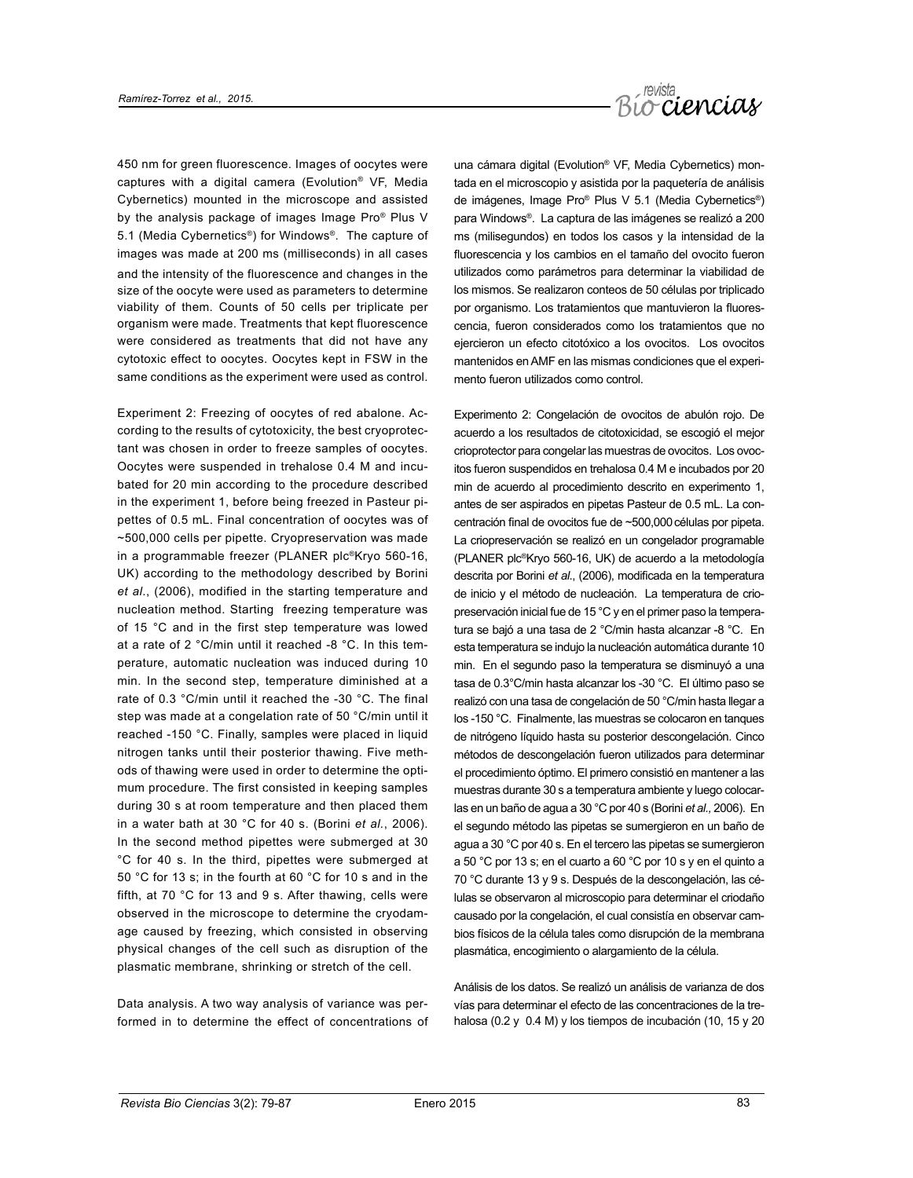450 nm for green fluorescence. Images of oocytes were captures with a digital camera (Evolution® VF, Media Cybernetics) mounted in the microscope and assisted by the analysis package of images Image Pro® Plus V 5.1 (Media Cybernetics®) for Windows®. The capture of images was made at 200 ms (milliseconds) in all cases and the intensity of the fluorescence and changes in the size of the oocyte were used as parameters to determine viability of them. Counts of 50 cells per triplicate per organism were made. Treatments that kept fluorescence were considered as treatments that did not have any cytotoxic effect to oocytes. Oocytes kept in FSW in the same conditions as the experiment were used as control.

Experiment 2: Freezing of oocytes of red abalone. According to the results of cytotoxicity, the best cryoprotectant was chosen in order to freeze samples of oocytes. Oocytes were suspended in trehalose 0.4 M and incubated for 20 min according to the procedure described in the experiment 1, before being freezed in Pasteur pipettes of 0.5 mL. Final concentration of oocytes was of ~500,000 cells per pipette. Cryopreservation was made in a programmable freezer (PLANER plc®Kryo 560-16, UK) according to the methodology described by Borini *et al*., (2006), modified in the starting temperature and nucleation method. Starting freezing temperature was of 15 °C and in the first step temperature was lowed at a rate of 2 °C/min until it reached -8 °C. In this temperature, automatic nucleation was induced during 10 min. In the second step, temperature diminished at a rate of 0.3 °C/min until it reached the -30 °C. The final step was made at a congelation rate of 50 °C/min until it reached -150 °C. Finally, samples were placed in liquid nitrogen tanks until their posterior thawing. Five methods of thawing were used in order to determine the optimum procedure. The first consisted in keeping samples during 30 s at room temperature and then placed them in a water bath at 30 °C for 40 s. (Borini *et al*., 2006). In the second method pipettes were submerged at 30 °C for 40 s. In the third, pipettes were submerged at 50 °C for 13 s; in the fourth at 60 °C for 10 s and in the fifth, at 70 °C for 13 and 9 s. After thawing, cells were observed in the microscope to determine the cryodamage caused by freezing, which consisted in observing physical changes of the cell such as disruption of the plasmatic membrane, shrinking or stretch of the cell.

Data analysis. A two way analysis of variance was performed in to determine the effect of concentrations of

una cámara digital (Evolution® VF, Media Cybernetics) montada en el microscopio y asistida por la paquetería de análisis de imágenes, Image Pro® Plus V 5.1 (Media Cybernetics®) para Windows®. La captura de las imágenes se realizó a 200 ms (milisegundos) en todos los casos y la intensidad de la fluorescencia y los cambios en el tamaño del ovocito fueron utilizados como parámetros para determinar la viabilidad de los mismos. Se realizaron conteos de 50 células por triplicado por organismo. Los tratamientos que mantuvieron la fluorescencia, fueron considerados como los tratamientos que no ejercieron un efecto citotóxico a los ovocitos. Los ovocitos mantenidos en AMF en las mismas condiciones que el experimento fueron utilizados como control.

Experimento 2: Congelación de ovocitos de abulón rojo. De acuerdo a los resultados de citotoxicidad, se escogió el mejor crioprotector para congelar las muestras de ovocitos. Los ovocitos fueron suspendidos en trehalosa 0.4 M e incubados por 20 min de acuerdo al procedimiento descrito en experimento 1, antes de ser aspirados en pipetas Pasteur de 0.5 mL. La concentración final de ovocitos fue de ~500,000 células por pipeta. La criopreservación se realizó en un congelador programable (PLANER plc®Kryo 560-16, UK) de acuerdo a la metodología descrita por Borini *et al*., (2006), modificada en la temperatura de inicio y el método de nucleación. La temperatura de criopreservación inicial fue de 15 °C y en el primer paso la temperatura se bajó a una tasa de 2 °C/min hasta alcanzar -8 °C. En esta temperatura se indujo la nucleación automática durante 10 min. En el segundo paso la temperatura se disminuyó a una tasa de 0.3°C/min hasta alcanzar los -30 °C. El último paso se realizó con una tasa de congelación de 50 °C/min hasta llegar a los -150 °C. Finalmente, las muestras se colocaron en tanques de nitrógeno líquido hasta su posterior descongelación. Cinco métodos de descongelación fueron utilizados para determinar el procedimiento óptimo. El primero consistió en mantener a las muestras durante 30 s a temperatura ambiente y luego colocarlas en un baño de agua a 30 °C por 40 s (Borini *et al*., 2006). En el segundo método las pipetas se sumergieron en un baño de agua a 30 °C por 40 s. En el tercero las pipetas se sumergieron a 50 °C por 13 s; en el cuarto a 60 °C por 10 s y en el quinto a 70 °C durante 13 y 9 s. Después de la descongelación, las células se observaron al microscopio para determinar el criodaño causado por la congelación, el cual consistía en observar cambios físicos de la célula tales como disrupción de la membrana plasmática, encogimiento o alargamiento de la célula.

Análisis de los datos. Se realizó un análisis de varianza de dos vías para determinar el efecto de las concentraciones de la trehalosa (0.2 y 0.4 M) y los tiempos de incubación (10, 15 y 20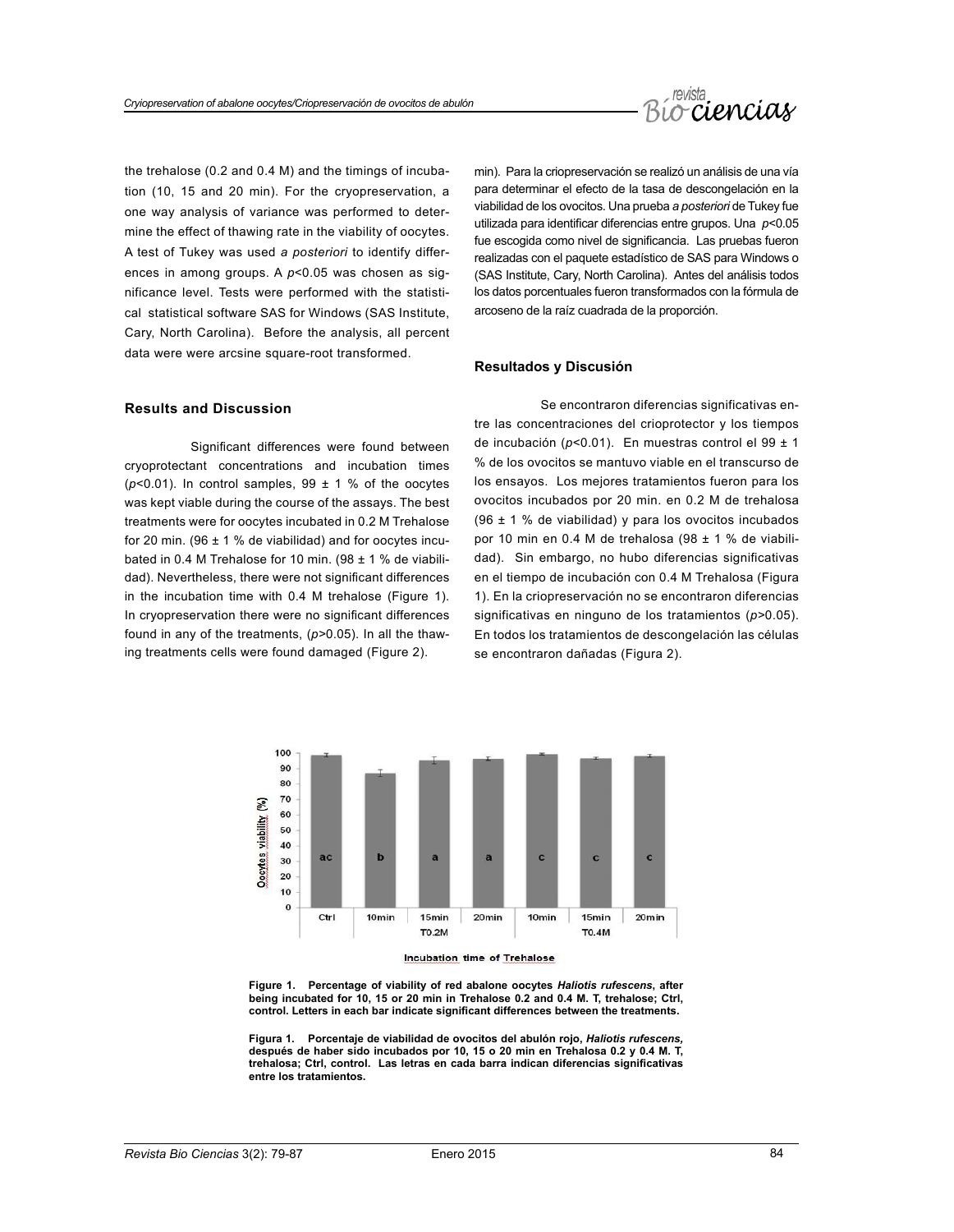the trehalose (0.2 and 0.4 M) and the timings of incubation (10, 15 and 20 min). For the cryopreservation, a one way analysis of variance was performed to determine the effect of thawing rate in the viability of oocytes. A test of Tukey was used *a posteriori* to identify differences in among groups. A $p<0.05$ was chosen as significance level. Tests were performed with the statistical statistical software SAS for Windows (SAS Institute, Cary, North Carolina). Before the analysis, all percent data were were arcsine square-root transformed.

## Results and Discussion

Significant differences were found between cryoprotectant concentrations and incubation times ($p<0.01$). In control samples, 99 ± 1 % of the oocytes was kept viable during the course of the assays. The best treatments were for oocytes incubated in 0.2 M Trehalose for 20 min. (96 ± 1 % de viabilidad) and for oocytes incubated in 0.4 M Trehalose for 10 min. (98 ± 1 % de viabilidad). Nevertheless, there were not significant differences in the incubation time with 0.4 M trehalose (Figure 1). In cryopreservation there were no significant differences found in any of the treatments, ($p>0.05$). In all the thawing treatments cells were found damaged (Figure 2).

min). Para la criopreservación se realizó un análisis de una vía para determinar el efecto de la tasa de descongelación en la viabilidad de los ovocitos. Una prueba *a posteriori* de Tukey fue utilizada para identificar diferencias entre grupos. Una $p<0.05$ fue escogida como nivel de significancia. Las pruebas fueron realizadas con el paquete estadístico de SAS para Windows o (SAS Institute, Cary, North Carolina). Antes del análisis todos los datos porcentuales fueron transformados con la fórmula de arcoseno de la raíz cuadrada de la proporción.

## Resultados y Discusión

Se encontraron diferencias significativas entre las concentraciones del crioprotector y los tiempos de incubación ($p<0.01$). En muestras control el 99 ± 1 % de los ovocitos se mantuvo viable en el transcurso de los ensayos. Los mejores tratamientos fueron para los ovocitos incubados por 20 min. en 0.2 M de trehalosa (96 ± 1 % de viabilidad) y para los ovocitos incubados por 10 min en 0.4 M de trehalosa (98 ± 1 % de viabilidad). Sin embargo, no hubo diferencias significativas en el tiempo de incubación con 0.4 M Trehalosa (Figura 1). En la criopreservación no se encontraron diferencias significativas en ninguno de los tratamientos ($p>0.05$). En todos los tratamientos de descongelación las células se encontraron dañadas (Figura 2).

**Figure 1. Percentage of viability of red abalone oocytes *Haliotis rufescens*, after being incubated for 10, 15 or 20 min in Trehalose 0.2 and 0.4 M. T, trehalose; Ctrl, control. Letters in each bar indicate significant differences between the treatments.**

**Figura 1. Porcentaje de viabilidad de ovocitos del abulón rojo, *Haliotis rufescens,* después de haber sido incubados por 10, 15 o 20 min en Trehalosa 0.2 y 0.4 M. T, trehalosa; Ctrl, control. Las letras en cada barra indican diferencias significativas entre los tratamientos.**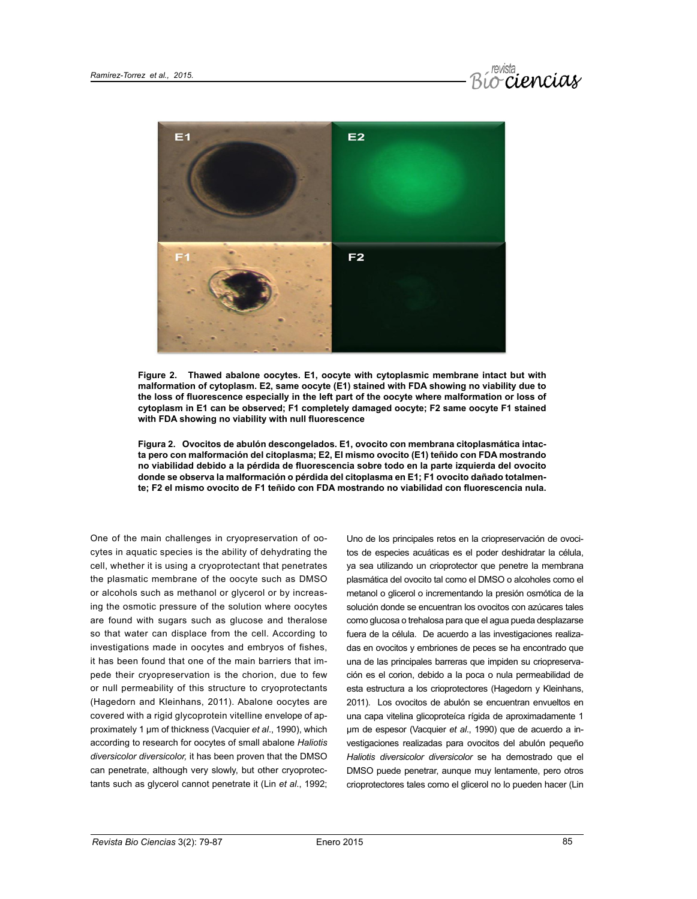**Figure 2. Thawed abalone oocytes. E1, oocyte with cytoplasmic membrane intact but with malformation of cytoplasm. E2, same oocyte (E1) stained with FDA showing no viability due to the loss of fluorescence especially in the left part of the oocyte where malformation or loss of cytoplasm in E1 can be observed; F1 completely damaged oocyte; F2 same oocyte F1 stained with FDA showing no viability with null fluorescence**

**Figura 2. Ovocitos de abulón descongelados. E1, ovocito con membrana citoplasmática intacta pero con malformación del citoplasma; E2, El mismo ovocito (E1) teñido con FDA mostrando no viabilidad debido a la pérdida de fluorescencia sobre todo en la parte izquierda del ovocito donde se observa la malformación o pérdida del citoplasma en E1; F1 ovocito dañado totalmente; F2 el mismo ovocito de F1 teñido con FDA mostrando no viabilidad con fluorescencia nula.**

One of the main challenges in cryopreservation of oocytes in aquatic species is the ability of dehydrating the cell, whether it is using a cryoprotectant that penetrates the plasmatic membrane of the oocyte such as DMSO or alcohols such as methanol or glycerol or by increasing the osmotic pressure of the solution where oocytes are found with sugars such as glucose and theralose so that water can displace from the cell. According to investigations made in oocytes and embryos of fishes, it has been found that one of the main barriers that impede their cryopreservation is the chorion, due to few or null permeability of this structure to cryoprotectants (Hagedorn and Kleinhans, 2011). Abalone oocytes are covered with a rigid glycoprotein vitelline envelope of approximately 1 µm of thickness (Vacquier *et al*., 1990), which according to research for oocytes of small abalone *Haliotis diversicolor diversicolor,* it has been proven that the DMSO can penetrate, although very slowly, but other cryoprotectants such as glycerol cannot penetrate it (Lin *et al*., 1992;

Uno de los principales retos en la criopreservación de ovocitos de especies acuáticas es el poder deshidratar la célula, ya sea utilizando un crioprotector que penetre la membrana plasmática del ovocito tal como el DMSO o alcoholes como el metanol o glicerol o incrementando la presión osmótica de la solución donde se encuentran los ovocitos con azúcares tales como glucosa o trehalosa para que el agua pueda desplazarse fuera de la célula. De acuerdo a las investigaciones realizadas en ovocitos y embriones de peces se ha encontrado que una de las principales barreras que impiden su criopreservación es el corion, debido a la poca o nula permeabilidad de esta estructura a los crioprotectores (Hagedorn y Kleinhans, 2011). Los ovocitos de abulón se encuentran envueltos en una capa vitelina glicoproteíca rígida de aproximadamente 1 µm de espesor (Vacquier *et al*., 1990) que de acuerdo a investigaciones realizadas para ovocitos del abulón pequeño *Haliotis diversicolor diversicolor* se ha demostrado que el DMSO puede penetrar, aunque muy lentamente, pero otros crioprotectores tales como el glicerol no lo pueden hacer (Lin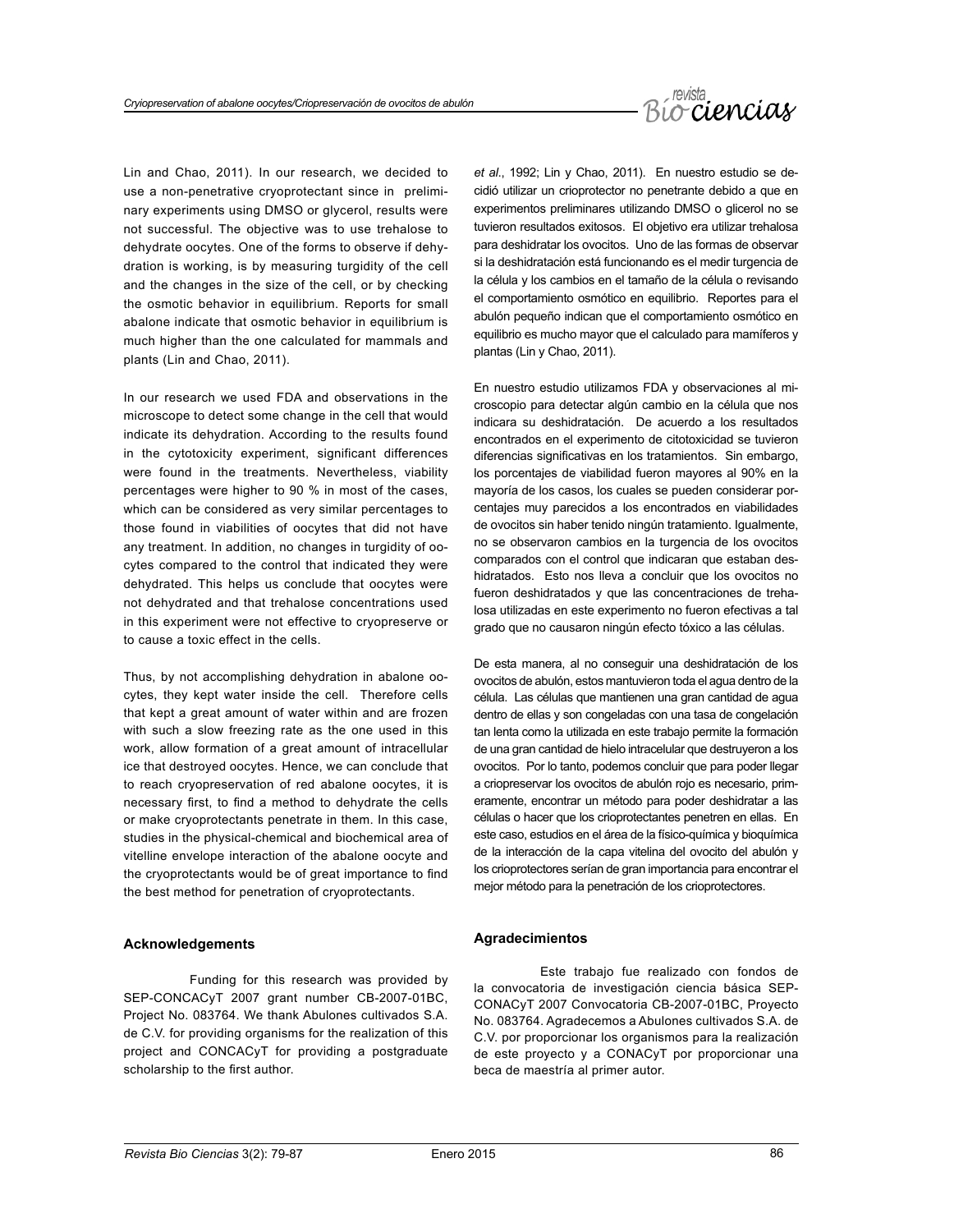Lin and Chao, 2011). In our research, we decided to use a non-penetrative cryoprotectant since in preliminary experiments using DMSO or glycerol, results were not successful. The objective was to use trehalose to dehydrate oocytes. One of the forms to observe if dehydration is working, is by measuring turgidity of the cell and the changes in the size of the cell, or by checking the osmotic behavior in equilibrium. Reports for small abalone indicate that osmotic behavior in equilibrium is much higher than the one calculated for mammals and plants (Lin and Chao, 2011).

In our research we used FDA and observations in the microscope to detect some change in the cell that would indicate its dehydration. According to the results found in the cytotoxicity experiment, significant differences were found in the treatments. Nevertheless, viability percentages were higher to 90 % in most of the cases, which can be considered as very similar percentages to those found in viabilities of oocytes that did not have any treatment. In addition, no changes in turgidity of oocytes compared to the control that indicated they were dehydrated. This helps us conclude that oocytes were not dehydrated and that trehalose concentrations used in this experiment were not effective to cryopreserve or to cause a toxic effect in the cells.

Thus, by not accomplishing dehydration in abalone oocytes, they kept water inside the cell. Therefore cells that kept a great amount of water within and are frozen with such a slow freezing rate as the one used in this work, allow formation of a great amount of intracellular ice that destroyed oocytes. Hence, we can conclude that to reach cryopreservation of red abalone oocytes, it is necessary first, to find a method to dehydrate the cells or make cryoprotectants penetrate in them. In this case, studies in the physical-chemical and biochemical area of vitelline envelope interaction of the abalone oocyte and the cryoprotectants would be of great importance to find the best method for penetration of cryoprotectants.

### Acknowledgements

Funding for this research was provided by SEP-CONCACyT 2007 grant number CB-2007-01BC, Project No. 083764. We thank Abulones cultivados S.A. de C.V. for providing organisms for the realization of this project and CONCACyT for providing a postgraduate scholarship to the first author.

*et al*., 1992; Lin y Chao, 2011). En nuestro estudio se decidió utilizar un crioprotector no penetrante debido a que en experimentos preliminares utilizando DMSO o glicerol no se tuvieron resultados exitosos. El objetivo era utilizar trehalosa para deshidratar los ovocitos. Uno de las formas de observar si la deshidratación está funcionando es el medir turgencia de la célula y los cambios en el tamaño de la célula o revisando el comportamiento osmótico en equilibrio. Reportes para el abulón pequeño indican que el comportamiento osmótico en equilibrio es mucho mayor que el calculado para mamíferos y plantas (Lin y Chao, 2011).

En nuestro estudio utilizamos FDA y observaciones al microscopio para detectar algún cambio en la célula que nos indicara su deshidratación. De acuerdo a los resultados encontrados en el experimento de citotoxicidad se tuvieron diferencias significativas en los tratamientos. Sin embargo, los porcentajes de viabilidad fueron mayores al 90% en la mayoría de los casos, los cuales se pueden considerar porcentajes muy parecidos a los encontrados en viabilidades de ovocitos sin haber tenido ningún tratamiento. Igualmente, no se observaron cambios en la turgencia de los ovocitos comparados con el control que indicaran que estaban deshidratados. Esto nos lleva a concluir que los ovocitos no fueron deshidratados y que las concentraciones de trehalosa utilizadas en este experimento no fueron efectivas a tal grado que no causaron ningún efecto tóxico a las células.

De esta manera, al no conseguir una deshidratación de los ovocitos de abulón, estos mantuvieron toda el agua dentro de la célula. Las células que mantienen una gran cantidad de agua dentro de ellas y son congeladas con una tasa de congelación tan lenta como la utilizada en este trabajo permite la formación de una gran cantidad de hielo intracelular que destruyeron a los ovocitos. Por lo tanto, podemos concluir que para poder llegar a criopreservar los ovocitos de abulón rojo es necesario, primeramente, encontrar un método para poder deshidratar a las células o hacer que los crioprotectantes penetren en ellas. En este caso, estudios en el área de la físico-química y bioquímica de la interacción de la capa vitelina del ovocito del abulón y los crioprotectores serían de gran importancia para encontrar el mejor método para la penetración de los crioprotectores.

### Agradecimientos

Este trabajo fue realizado con fondos de la convocatoria de investigación ciencia básica SEP-CONACyT 2007 Convocatoria CB-2007-01BC, Proyecto No. 083764. Agradecemos a Abulones cultivados S.A. de C.V. por proporcionar los organismos para la realización de este proyecto y a CONACyT por proporcionar una beca de maestría al primer autor.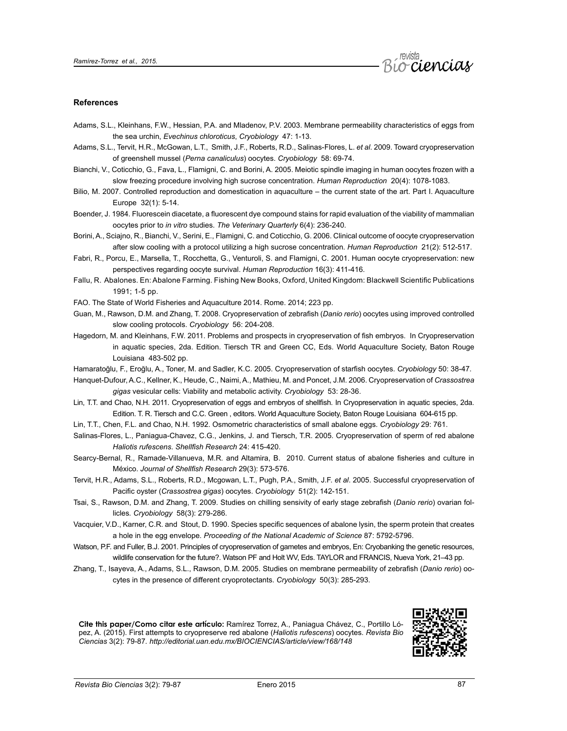## References

Adams, S.L., Kleinhans, F.W., Hessian, P.A. and Mladenov, P.V. 2003. Membrane permeability characteristics of eggs from the sea urchin, *Evechinus chloroticus*, *Cryobiology* 47: 1-13.

Adams, S.L., Tervit, H.R., McGowan, L.T., Smith, J.F., Roberts, R.D., Salinas-Flores, L. *et al*. 2009. Toward cryopreservation of greenshell mussel (*Perna canaliculus*) oocytes. *Cryobiology* 58: 69-74.

Bianchi, V., Coticchio, G., Fava, L., Flamigni, C. and Borini, A. 2005. Meiotic spindle imaging in human oocytes frozen with a slow freezing procedure involving high sucrose concentration. *Human Reproduction* 20(4): 1078-1083.

Bilio, M. 2007. Controlled reproduction and domestication in aquaculture – the current state of the art. Part I. Aquaculture Europe 32(1): 5-14.

Boender, J. 1984. Fluorescein diacetate, a fluorescent dye compound stains for rapid evaluation of the viability of mammalian oocytes prior to *in vitro* studies. *The Veterinary Quarterly* 6(4): 236-240.

Borini, A., Sciajno, R., Bianchi, V., Serini, E., Flamigni, C. and Coticchio, G. 2006. Clinical outcome of oocyte cryopreservation after slow cooling with a protocol utilizing a high sucrose concentration. *Human Reproduction* 21(2): 512-517.

Fabri, R., Porcu, E., Marsella, T., Rocchetta, G., Venturoli, S. and Flamigni, C. 2001. Human oocyte cryopreservation: new perspectives regarding oocyte survival. *Human Reproduction* 16(3): 411-416.

Fallu, R. Abalones. En: Abalone Farming. Fishing New Books, Oxford, United Kingdom: Blackwell Scientific Publications 1991; 1-5 pp.

FAO. The State of World Fisheries and Aquaculture 2014. Rome. 2014; 223 pp.

Guan, M., Rawson, D.M. and Zhang, T. 2008. Cryopreservation of zebrafish (*Danio rerio*) oocytes using improved controlled slow cooling protocols. *Cryobiology* 56: 204-208.

Hagedorn, M. and Kleinhans, F.W. 2011. Problems and prospects in cryopreservation of fish embryos. In Cryopreservation in aquatic species, 2da. Edition. Tiersch TR and Green CC, Eds. World Aquaculture Society, Baton Rouge Louisiana 483-502 pp.

Hamaratoğlu, F., Eroğlu, A., Toner, M. and Sadler, K.C. 2005. Cryopreservation of starfish oocytes. *Cryobiology* 50: 38-47.

Hanquet-Dufour, A.C., Kellner, K., Heude, C., Naimi, A., Mathieu, M. and Poncet, J.M. 2006. Cryopreservation of *Crassostrea gigas* vesicular cells: Viability and metabolic activity. *Cryobiology* 53: 28-36.

Lin, T.T. and Chao, N.H. 2011. Cryopreservation of eggs and embryos of shellfish. In Cryopreservation in aquatic species, 2da. Edition. T. R. Tiersch and C.C. Green , editors. World Aquaculture Society, Baton Rouge Louisiana 604-615 pp.

Lin, T.T., Chen, F.L. and Chao, N.H. 1992. Osmometric characteristics of small abalone eggs. *Cryobiology* 29: 761.

Salinas-Flores, L., Paniagua-Chavez, C.G., Jenkins, J. and Tiersch, T.R. 2005. Cryopreservation of sperm of red abalone *Haliotis rufescens*. *Shellfish Research* 24: 415-420.

Searcy-Bernal, R., Ramade-Villanueva, M.R. and Altamira, B. 2010. Current status of abalone fisheries and culture in México. *Journal of Shellfish Research* 29(3): 573-576.

Tervit, H.R., Adams, S.L., Roberts, R.D., Mcgowan, L.T., Pugh, P.A., Smith, J.F. *et al*. 2005. Successful cryopreservation of Pacific oyster (*Crassostrea gigas*) oocytes. *Cryobiology* 51(2): 142-151.

Tsai, S., Rawson, D.M. and Zhang, T. 2009. Studies on chilling sensivity of early stage zebrafish (*Danio rerio*) ovarian follicles. *Cryobiology* 58(3): 279-286.

Vacquier, V.D., Karner, C.R. and Stout, D. 1990. Species specific sequences of abalone lysin, the sperm protein that creates a hole in the egg envelope. *Proceeding of the National Academic of Science* 87: 5792-5796.

Watson, P.F. and Fuller, B.J. 2001. Principles of cryopreservation of gametes and embryos, En: Cryobanking the genetic resources, wildlife conservation for the future?. Watson PF and Holt WV, Eds. TAYLOR and FRANCIS, Nueva York, 21–43 pp.

Zhang, T., Isayeva, A., Adams, S.L., Rawson, D.M. 2005. Studies on membrane permeability of zebrafish (*Danio rerio*) oocytes in the presence of different cryoprotectants. *Cryobiology* 50(3): 285-293.

**Cite this paper/Como citar este artículo:** Ramírez Torrez, A., Paniagua Chávez, C., Portillo López, A. (2015). First attempts to cryopreserve red abalone (*Haliotis rufescens*) oocytes. *Revista Bio Ciencias* 3(2): 79-87. *http://editorial.uan.edu.mx/BIOCIENCIAS/article/view/168/148*